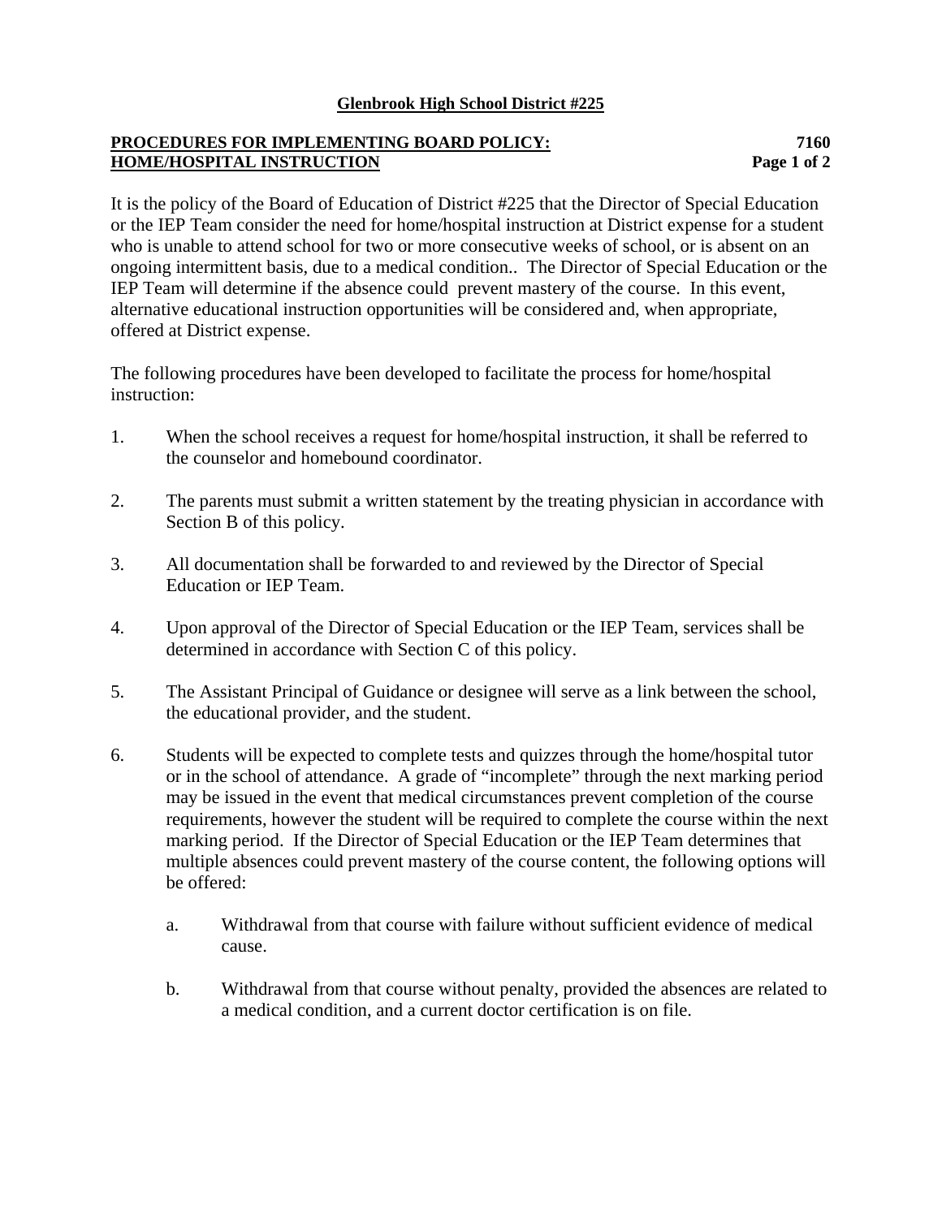**Glenbrook High School District #225**

**PROCEDURES FOR IMPLEMENTING BOARD POLICY: HOME/HOSPITAL INSTRUCTION** **7160**

It is the policy of the Board of Education of District #225 that the Director of Special Education or the IEP Team consider the need for home/hospital instruction at District expense for a student who is unable to attend school for two or more consecutive weeks of school, or is absent on an ongoing intermittent basis, due to a medical condition.. The Director of Special Education or the IEP Team will determine if the absence could prevent mastery of the course. In this event, alternative educational instruction opportunities will be considered and, when appropriate, offered at District expense.

The following procedures have been developed to facilitate the process for home/hospital instruction:

1. When the school receives a request for home/hospital instruction, it shall be referred to the counselor and homebound coordinator.

2. The parents must submit a written statement by the treating physician in accordance with Section B of this policy.

3. All documentation shall be forwarded to and reviewed by the Director of Special Education or IEP Team.

4. Upon approval of the Director of Special Education or the IEP Team, services shall be determined in accordance with Section C of this policy.

5. The Assistant Principal of Guidance or designee will serve as a link between the school, the educational provider, and the student.

6. Students will be expected to complete tests and quizzes through the home/hospital tutor or in the school of attendance. A grade of "incomplete" through the next marking period may be issued in the event that medical circumstances prevent completion of the course requirements, however the student will be required to complete the course within the next marking period. If the Director of Special Education or the IEP Team determines that multiple absences could prevent mastery of the course content, the following options will be offered:

    a. Withdrawal from that course with failure without sufficient evidence of medical cause.

    b. Withdrawal from that course without penalty, provided the absences are related to a medical condition, and a current doctor certification is on file.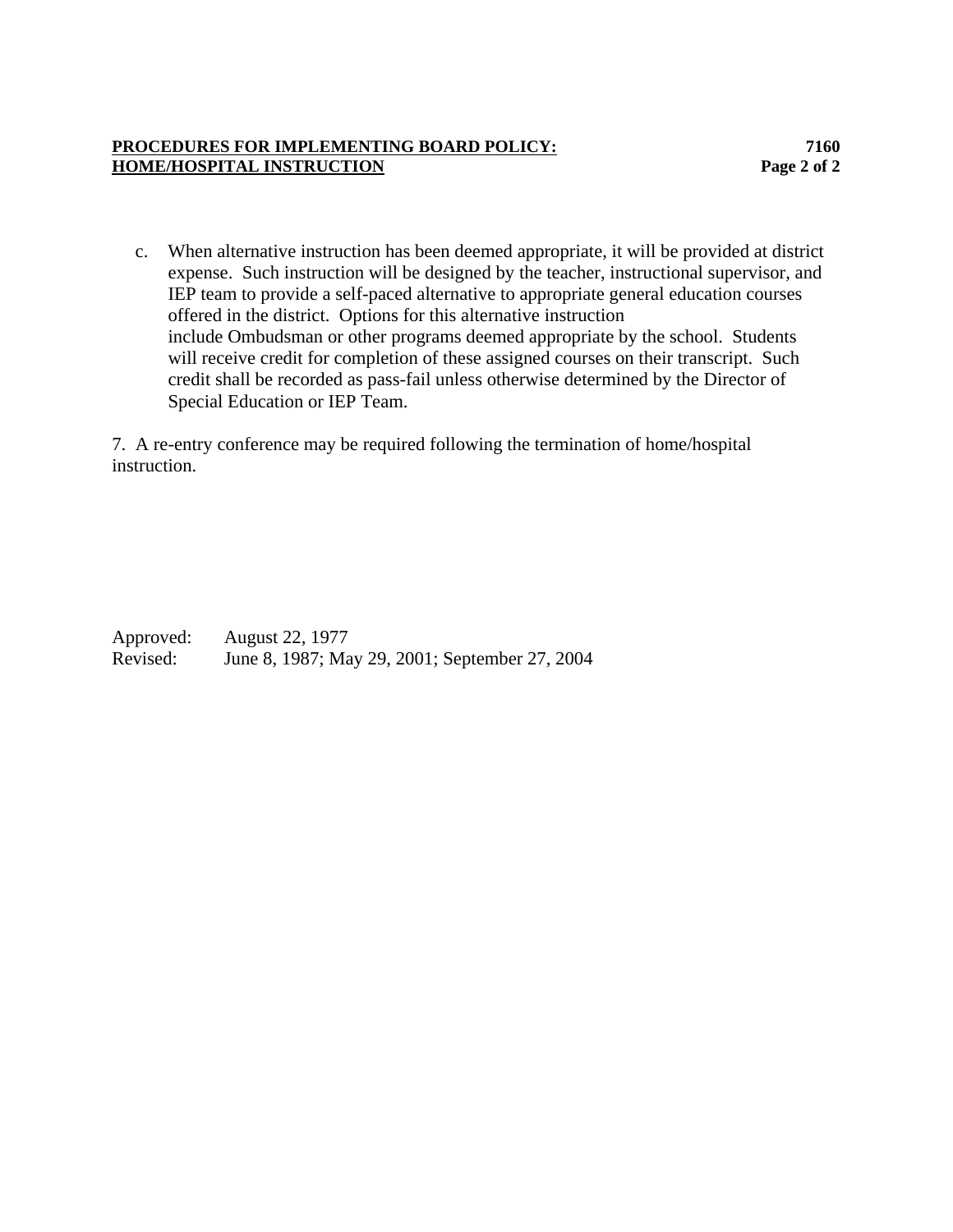c. When alternative instruction has been deemed appropriate, it will be provided at district expense. Such instruction will be designed by the teacher, instructional supervisor, and IEP team to provide a self-paced alternative to appropriate general education courses offered in the district. Options for this alternative instruction include Ombudsman or other programs deemed appropriate by the school. Students will receive credit for completion of these assigned courses on their transcript. Such credit shall be recorded as pass-fail unless otherwise determined by the Director of Special Education or IEP Team.

7. A re-entry conference may be required following the termination of home/hospital instruction.

Approved: August 22, 1977
Revised: June 8, 1987; May 29, 2001; September 27, 2004